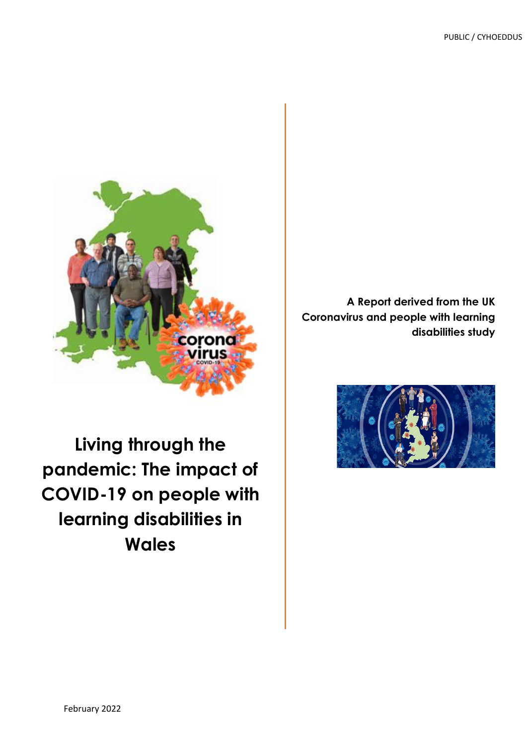PUBLIC / CYHOEDDUS

# Living through the pandemic: The impact of COVID-19 on people with learning disabilities in Wales

**A Report derived from the UK Coronavirus and people with learning disabilities study**

February 2022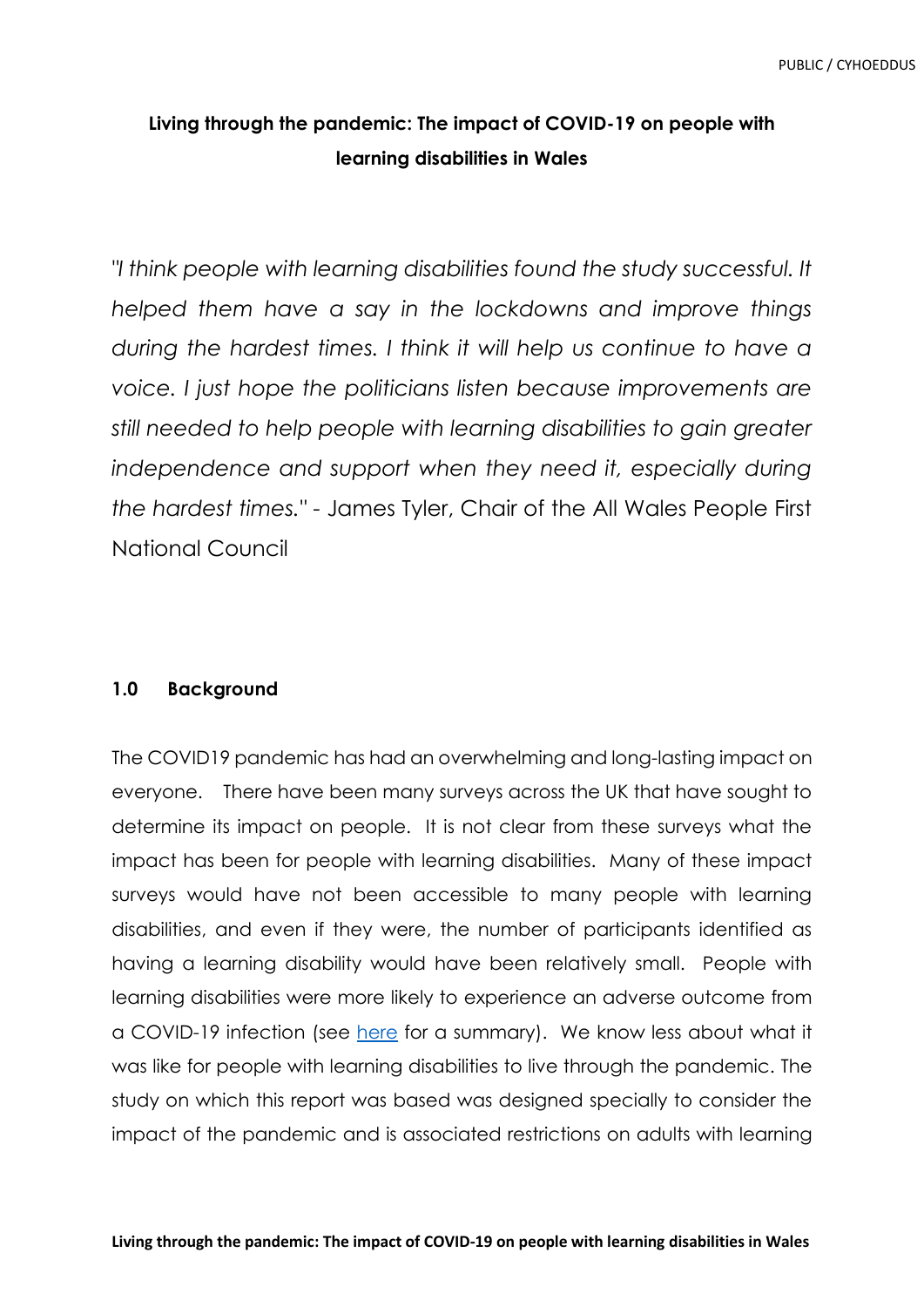**Living through the pandemic: The impact of COVID-19 on people with learning disabilities in Wales**

*"I think people with learning disabilities found the study successful. It helped them have a say in the lockdowns and improve things during the hardest times. I think it will help us continue to have a voice. I just hope the politicians listen because improvements are still needed to help people with learning disabilities to gain greater independence and support when they need it, especially during the hardest times."* - James Tyler, Chair of the All Wales People First National Council

## 1.0 Background

The COVID19 pandemic has had an overwhelming and long-lasting impact on everyone. There have been many surveys across the UK that have sought to determine its impact on people. It is not clear from these surveys what the impact has been for people with learning disabilities. Many of these impact surveys would have not been accessible to many people with learning disabilities, and even if they were, the number of participants identified as having a learning disability would have been relatively small. People with learning disabilities were more likely to experience an adverse outcome from a COVID-19 infection (see here for a summary). We know less about what it was like for people with learning disabilities to live through the pandemic. The study on which this report was based was designed specially to consider the impact of the pandemic and is associated restrictions on adults with learning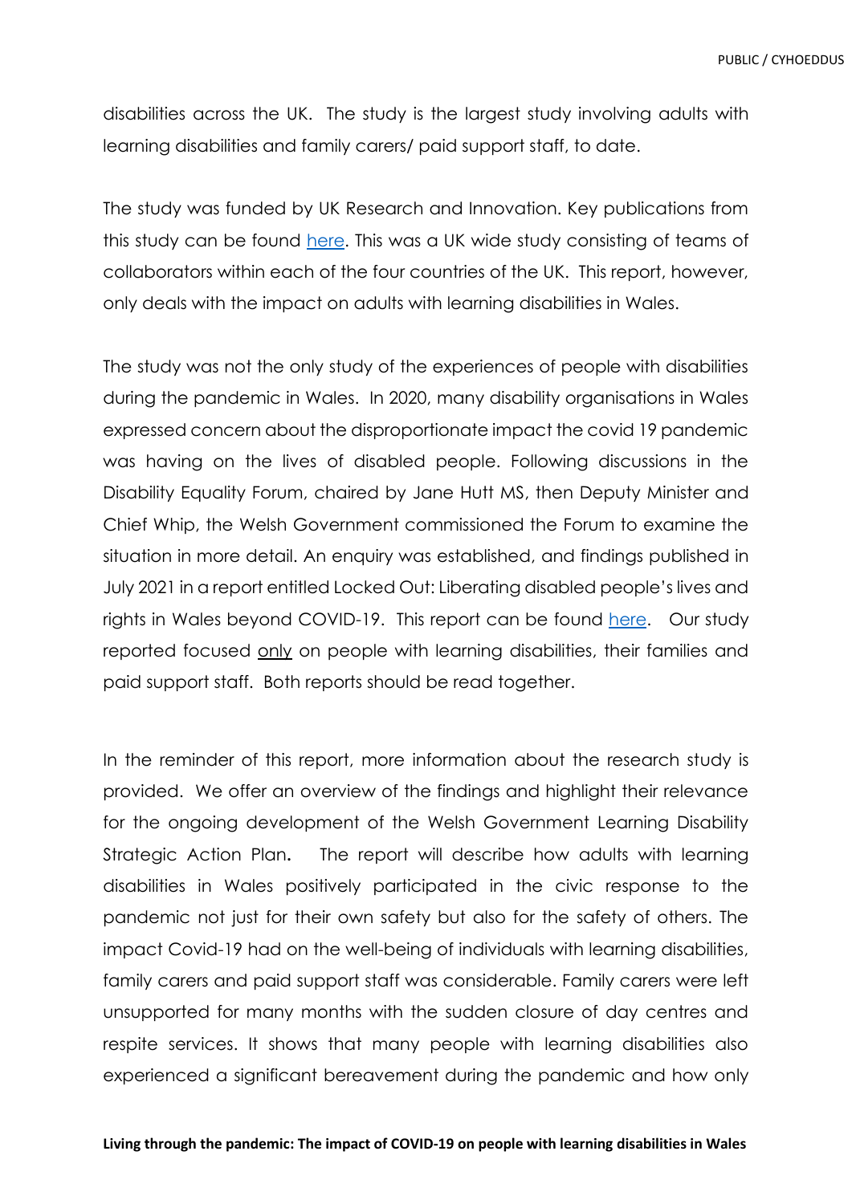disabilities across the UK. The study is the largest study involving adults with learning disabilities and family carers/ paid support staff, to date.

The study was funded by UK Research and Innovation. Key publications from this study can be found here. This was a UK wide study consisting of teams of collaborators within each of the four countries of the UK. This report, however, only deals with the impact on adults with learning disabilities in Wales.

The study was not the only study of the experiences of people with disabilities during the pandemic in Wales. In 2020, many disability organisations in Wales expressed concern about the disproportionate impact the covid 19 pandemic was having on the lives of disabled people. Following discussions in the Disability Equality Forum, chaired by Jane Hutt MS, then Deputy Minister and Chief Whip, the Welsh Government commissioned the Forum to examine the situation in more detail. An enquiry was established, and findings published in July 2021 in a report entitled Locked Out: Liberating disabled people's lives and rights in Wales beyond COVID-19. This report can be found here. Our study reported focused only on people with learning disabilities, their families and paid support staff. Both reports should be read together.

In the reminder of this report, more information about the research study is provided. We offer an overview of the findings and highlight their relevance for the ongoing development of the Welsh Government Learning Disability Strategic Action Plan. The report will describe how adults with learning disabilities in Wales positively participated in the civic response to the pandemic not just for their own safety but also for the safety of others. The impact Covid-19 had on the well-being of individuals with learning disabilities, family carers and paid support staff was considerable. Family carers were left unsupported for many months with the sudden closure of day centres and respite services. It shows that many people with learning disabilities also experienced a significant bereavement during the pandemic and how only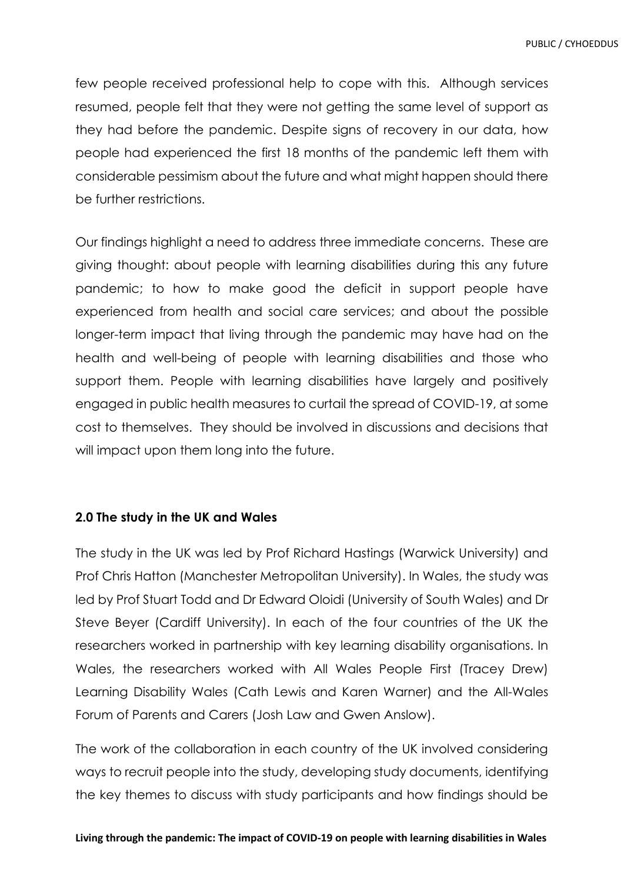few people received professional help to cope with this. Although services resumed, people felt that they were not getting the same level of support as they had before the pandemic. Despite signs of recovery in our data, how people had experienced the first 18 months of the pandemic left them with considerable pessimism about the future and what might happen should there be further restrictions.

Our findings highlight a need to address three immediate concerns. These are giving thought: about people with learning disabilities during this any future pandemic; to how to make good the deficit in support people have experienced from health and social care services; and about the possible longer-term impact that living through the pandemic may have had on the health and well-being of people with learning disabilities and those who support them. People with learning disabilities have largely and positively engaged in public health measures to curtail the spread of COVID-19, at some cost to themselves. They should be involved in discussions and decisions that will impact upon them long into the future.

## 2.0 The study in the UK and Wales

The study in the UK was led by Prof Richard Hastings (Warwick University) and Prof Chris Hatton (Manchester Metropolitan University). In Wales, the study was led by Prof Stuart Todd and Dr Edward Oloidi (University of South Wales) and Dr Steve Beyer (Cardiff University). In each of the four countries of the UK the researchers worked in partnership with key learning disability organisations. In Wales, the researchers worked with All Wales People First (Tracey Drew) Learning Disability Wales (Cath Lewis and Karen Warner) and the All-Wales Forum of Parents and Carers (Josh Law and Gwen Anslow).

The work of the collaboration in each country of the UK involved considering ways to recruit people into the study, developing study documents, identifying the key themes to discuss with study participants and how findings should be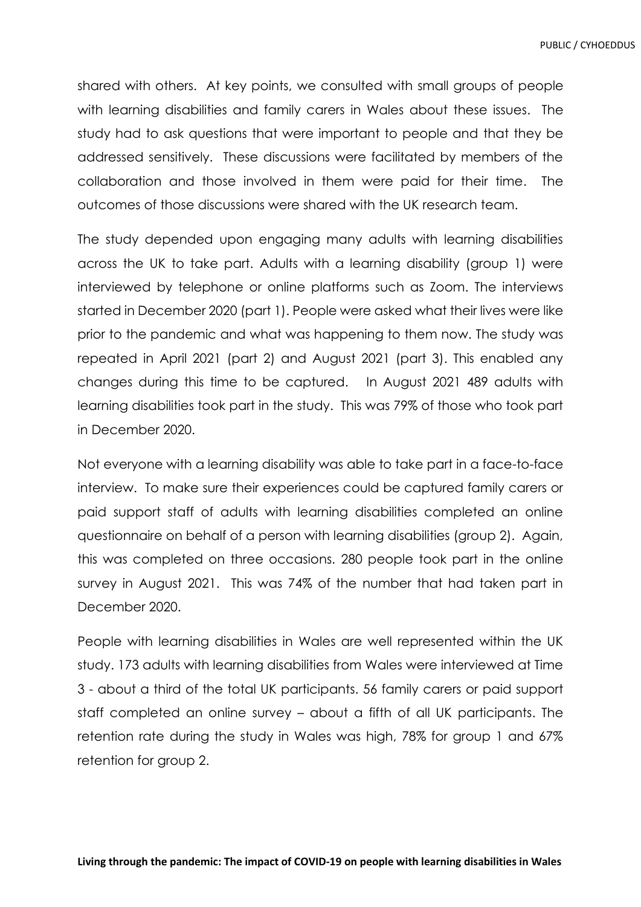shared with others. At key points, we consulted with small groups of people with learning disabilities and family carers in Wales about these issues. The study had to ask questions that were important to people and that they be addressed sensitively. These discussions were facilitated by members of the collaboration and those involved in them were paid for their time. The outcomes of those discussions were shared with the UK research team.

The study depended upon engaging many adults with learning disabilities across the UK to take part. Adults with a learning disability (group 1) were interviewed by telephone or online platforms such as Zoom. The interviews started in December 2020 (part 1). People were asked what their lives were like prior to the pandemic and what was happening to them now. The study was repeated in April 2021 (part 2) and August 2021 (part 3). This enabled any changes during this time to be captured. In August 2021 489 adults with learning disabilities took part in the study. This was 79% of those who took part in December 2020.

Not everyone with a learning disability was able to take part in a face-to-face interview. To make sure their experiences could be captured family carers or paid support staff of adults with learning disabilities completed an online questionnaire on behalf of a person with learning disabilities (group 2). Again, this was completed on three occasions. 280 people took part in the online survey in August 2021. This was 74% of the number that had taken part in December 2020.

People with learning disabilities in Wales are well represented within the UK study. 173 adults with learning disabilities from Wales were interviewed at Time 3 - about a third of the total UK participants. 56 family carers or paid support staff completed an online survey – about a fifth of all UK participants. The retention rate during the study in Wales was high, 78% for group 1 and 67% retention for group 2.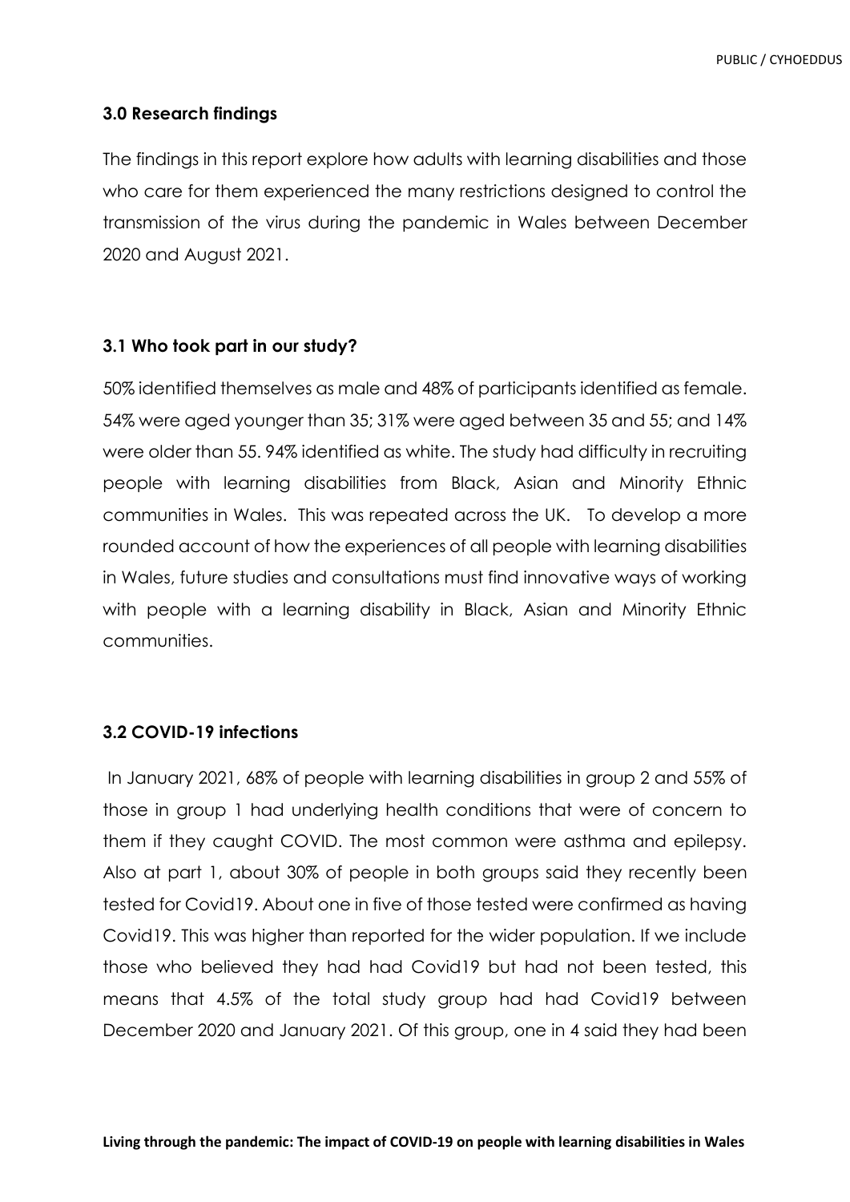## 3.0 Research findings

The findings in this report explore how adults with learning disabilities and those who care for them experienced the many restrictions designed to control the transmission of the virus during the pandemic in Wales between December 2020 and August 2021.

## 3.1 Who took part in our study?

50% identified themselves as male and 48% of participants identified as female. 54% were aged younger than 35; 31% were aged between 35 and 55; and 14% were older than 55. 94% identified as white. The study had difficulty in recruiting people with learning disabilities from Black, Asian and Minority Ethnic communities in Wales. This was repeated across the UK. To develop a more rounded account of how the experiences of all people with learning disabilities in Wales, future studies and consultations must find innovative ways of working with people with a learning disability in Black, Asian and Minority Ethnic communities.

## 3.2 COVID-19 infections

In January 2021, 68% of people with learning disabilities in group 2 and 55% of those in group 1 had underlying health conditions that were of concern to them if they caught COVID. The most common were asthma and epilepsy. Also at part 1, about 30% of people in both groups said they recently been tested for Covid19. About one in five of those tested were confirmed as having Covid19. This was higher than reported for the wider population. If we include those who believed they had had Covid19 but had not been tested, this means that 4.5% of the total study group had had Covid19 between December 2020 and January 2021. Of this group, one in 4 said they had been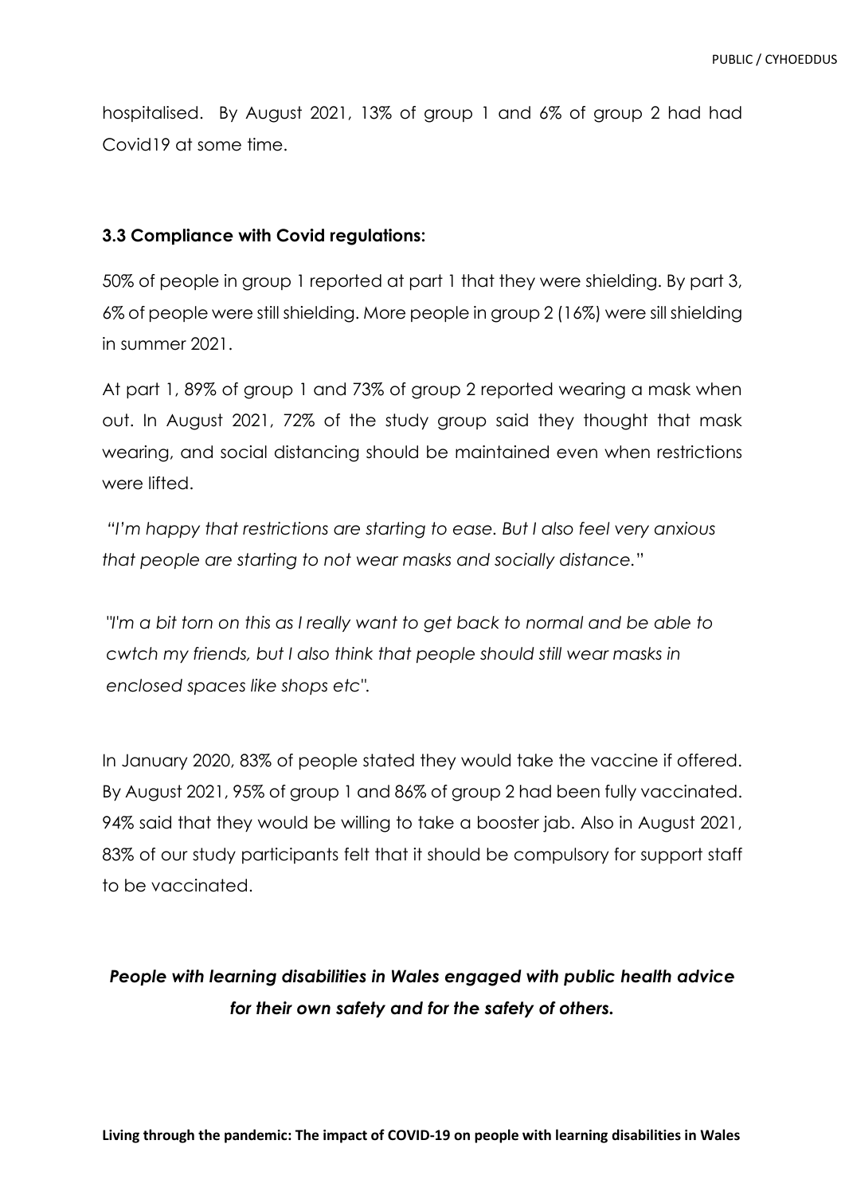hospitalised. By August 2021, 13% of group 1 and 6% of group 2 had had Covid19 at some time.

### 3.3 Compliance with Covid regulations:

50% of people in group 1 reported at part 1 that they were shielding. By part 3, 6% of people were still shielding. More people in group 2 (16%) were sill shielding in summer 2021.

At part 1, 89% of group 1 and 73% of group 2 reported wearing a mask when out. In August 2021, 72% of the study group said they thought that mask wearing, and social distancing should be maintained even when restrictions were lifted.

*"I'm happy that restrictions are starting to ease. But I also feel very anxious that people are starting to not wear masks and socially distance."*

*"I'm a bit torn on this as I really want to get back to normal and be able to cwtch my friends, but I also think that people should still wear masks in enclosed spaces like shops etc".*

In January 2020, 83% of people stated they would take the vaccine if offered. By August 2021, 95% of group 1 and 86% of group 2 had been fully vaccinated. 94% said that they would be willing to take a booster jab. Also in August 2021, 83% of our study participants felt that it should be compulsory for support staff to be vaccinated.

***People with learning disabilities in Wales engaged with public health advice for their own safety and for the safety of others.***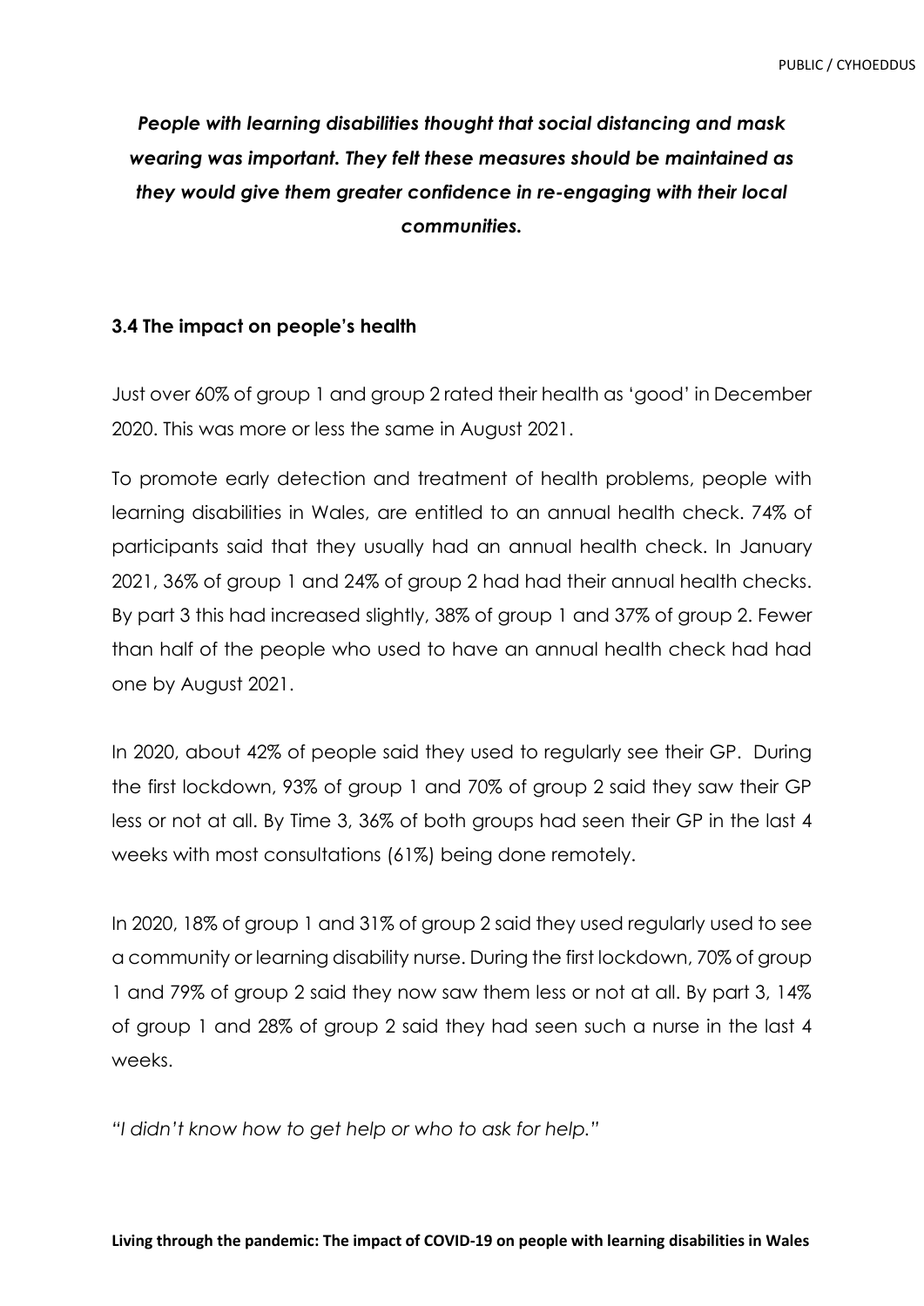***People with learning disabilities thought that social distancing and mask wearing was important. They felt these measures should be maintained as they would give them greater confidence in re-engaging with their local communities.***

### 3.4 The impact on people's health

Just over 60% of group 1 and group 2 rated their health as 'good' in December 2020. This was more or less the same in August 2021.

To promote early detection and treatment of health problems, people with learning disabilities in Wales, are entitled to an annual health check. 74% of participants said that they usually had an annual health check. In January 2021, 36% of group 1 and 24% of group 2 had had their annual health checks. By part 3 this had increased slightly, 38% of group 1 and 37% of group 2. Fewer than half of the people who used to have an annual health check had had one by August 2021.

In 2020, about 42% of people said they used to regularly see their GP. During the first lockdown, 93% of group 1 and 70% of group 2 said they saw their GP less or not at all. By Time 3, 36% of both groups had seen their GP in the last 4 weeks with most consultations (61%) being done remotely.

In 2020, 18% of group 1 and 31% of group 2 said they used regularly used to see a community or learning disability nurse. During the first lockdown, 70% of group 1 and 79% of group 2 said they now saw them less or not at all. By part 3, 14% of group 1 and 28% of group 2 said they had seen such a nurse in the last 4 weeks.

*"I didn't know how to get help or who to ask for help."*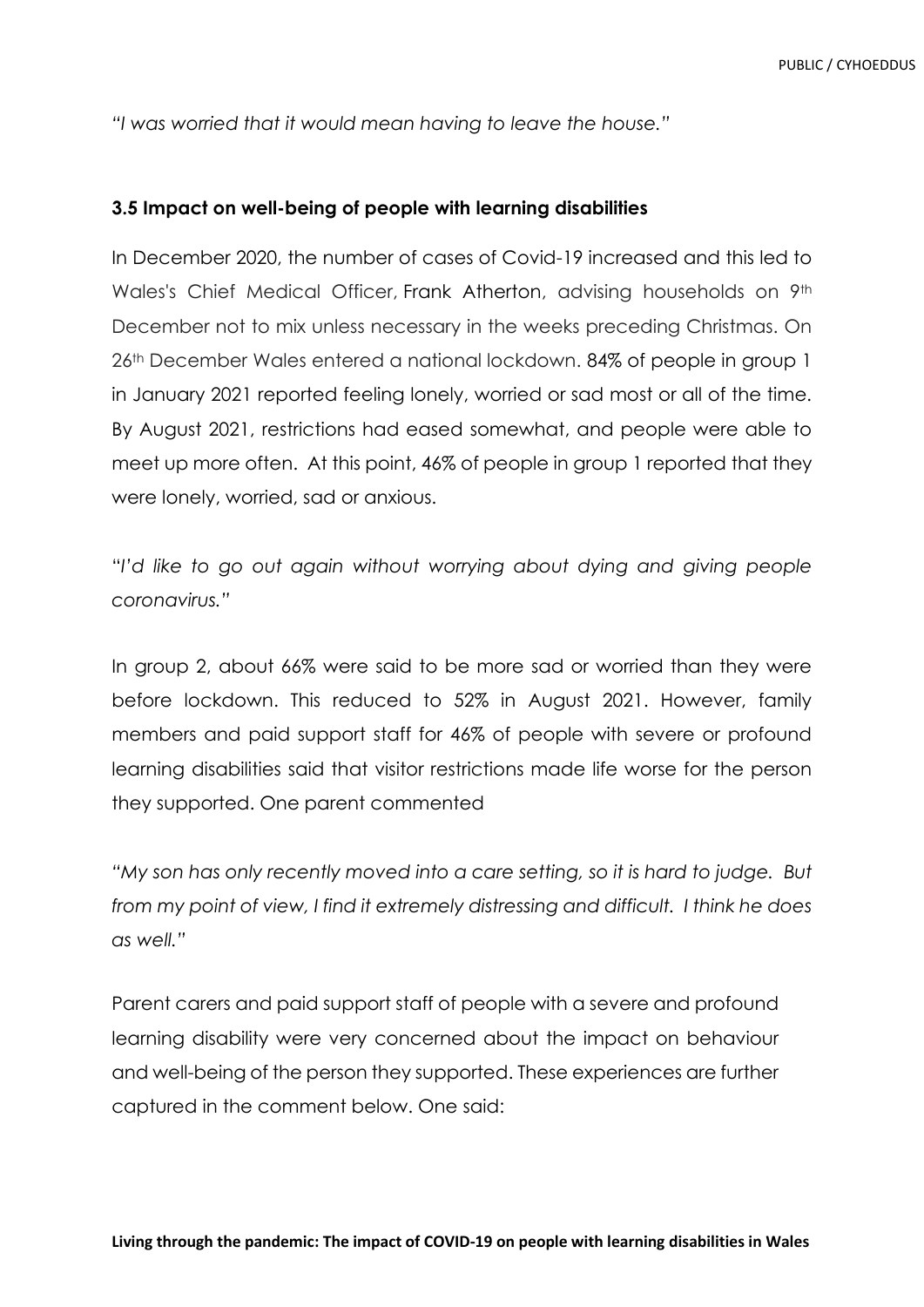*"I was worried that it would mean having to leave the house."*

### 3.5 Impact on well-being of people with learning disabilities

In December 2020, the number of cases of Covid-19 increased and this led to Wales's Chief Medical Officer, Frank Atherton, advising households on 9th December not to mix unless necessary in the weeks preceding Christmas. On 26th December Wales entered a national lockdown. 84% of people in group 1 in January 2021 reported feeling lonely, worried or sad most or all of the time. By August 2021, restrictions had eased somewhat, and people were able to meet up more often. At this point, 46% of people in group 1 reported that they were lonely, worried, sad or anxious.

*"I'd like to go out again without worrying about dying and giving people coronavirus."*

In group 2, about 66% were said to be more sad or worried than they were before lockdown. This reduced to 52% in August 2021. However, family members and paid support staff for 46% of people with severe or profound learning disabilities said that visitor restrictions made life worse for the person they supported. One parent commented

*"My son has only recently moved into a care setting, so it is hard to judge. But from my point of view, I find it extremely distressing and difficult. I think he does as well."*

Parent carers and paid support staff of people with a severe and profound learning disability were very concerned about the impact on behaviour and well-being of the person they supported. These experiences are further captured in the comment below. One said: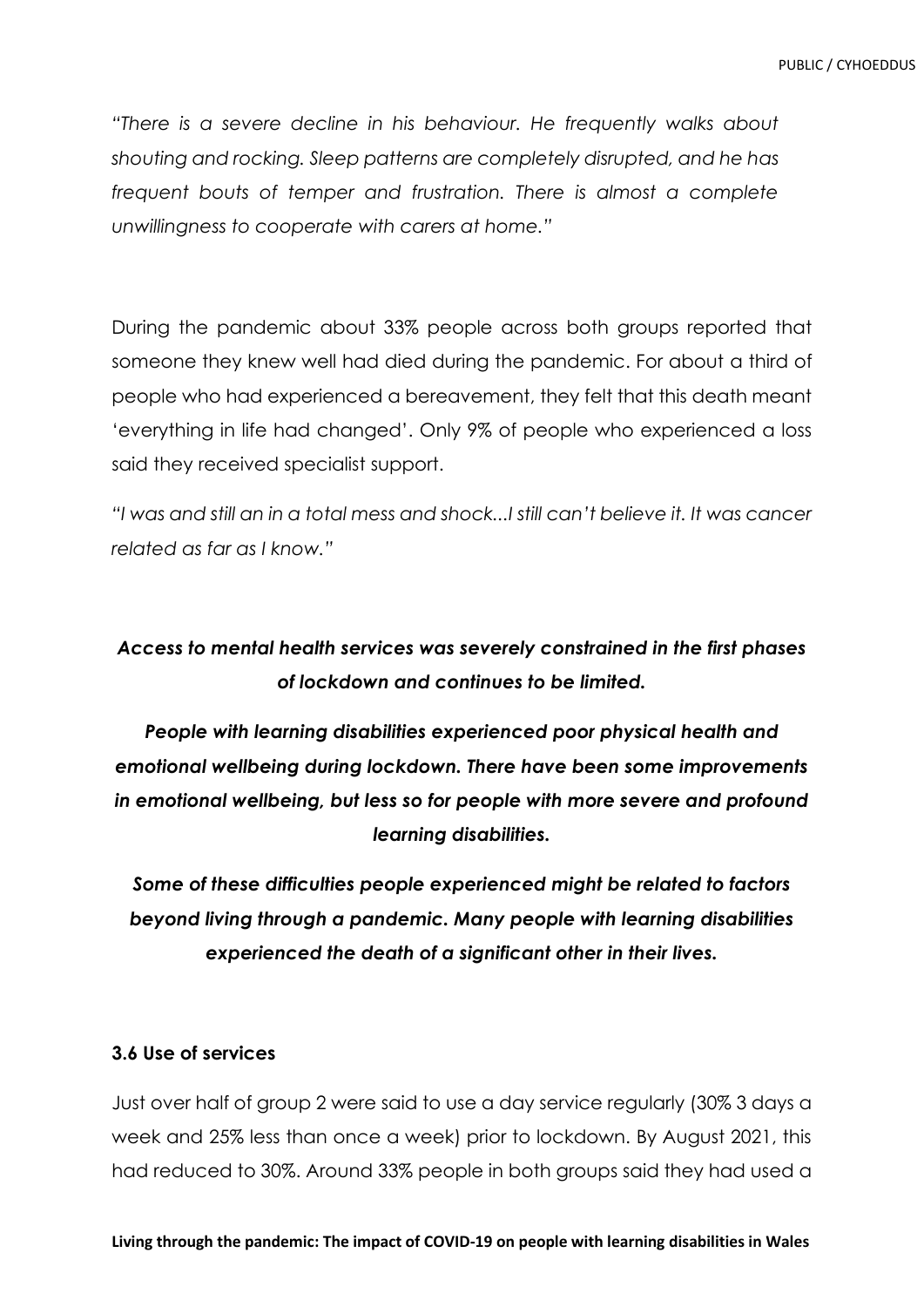*"There is a severe decline in his behaviour. He frequently walks about shouting and rocking. Sleep patterns are completely disrupted, and he has frequent bouts of temper and frustration. There is almost a complete unwillingness to cooperate with carers at home."*

During the pandemic about 33% people across both groups reported that someone they knew well had died during the pandemic. For about a third of people who had experienced a bereavement, they felt that this death meant 'everything in life had changed'. Only 9% of people who experienced a loss said they received specialist support.

*"I was and still an in a total mess and shock...I still can't believe it. It was cancer related as far as I know."*

***Access to mental health services was severely constrained in the first phases of lockdown and continues to be limited.***

***People with learning disabilities experienced poor physical health and emotional wellbeing during lockdown. There have been some improvements in emotional wellbeing, but less so for people with more severe and profound learning disabilities.***

***Some of these difficulties people experienced might be related to factors beyond living through a pandemic. Many people with learning disabilities experienced the death of a significant other in their lives.***

### 3.6 Use of services

Just over half of group 2 were said to use a day service regularly (30% 3 days a week and 25% less than once a week) prior to lockdown. By August 2021, this had reduced to 30%. Around 33% people in both groups said they had used a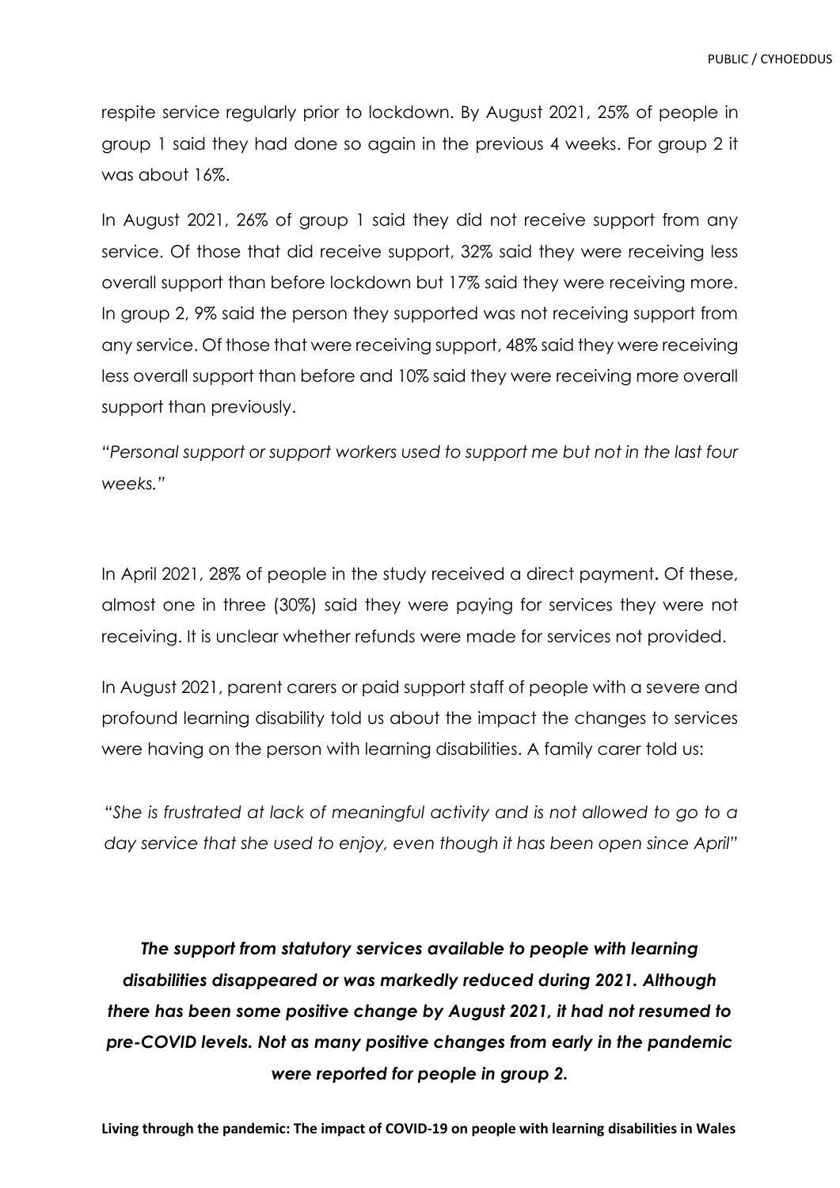respite service regularly prior to lockdown. By August 2021, 25% of people in group 1 said they had done so again in the previous 4 weeks. For group 2 it was about 16%.

In August 2021, 26% of group 1 said they did not receive support from any service. Of those that did receive support, 32% said they were receiving less overall support than before lockdown but 17% said they were receiving more. In group 2, 9% said the person they supported was not receiving support from any service. Of those that were receiving support, 48% said they were receiving less overall support than before and 10% said they were receiving more overall support than previously.

*"Personal support or support workers used to support me but not in the last four weeks."*

In April 2021, 28% of people in the study received a direct payment**.** Of these, almost one in three (30%) said they were paying for services they were not receiving. It is unclear whether refunds were made for services not provided.

In August 2021, parent carers or paid support staff of people with a severe and profound learning disability told us about the impact the changes to services were having on the person with learning disabilities. A family carer told us:

*"She is frustrated at lack of meaningful activity and is not allowed to go to a day service that she used to enjoy, even though it has been open since April"*

***The support from statutory services available to people with learning disabilities disappeared or was markedly reduced during 2021. Although there has been some positive change by August 2021, it had not resumed to pre-COVID levels. Not as many positive changes from early in the pandemic were reported for people in group 2.***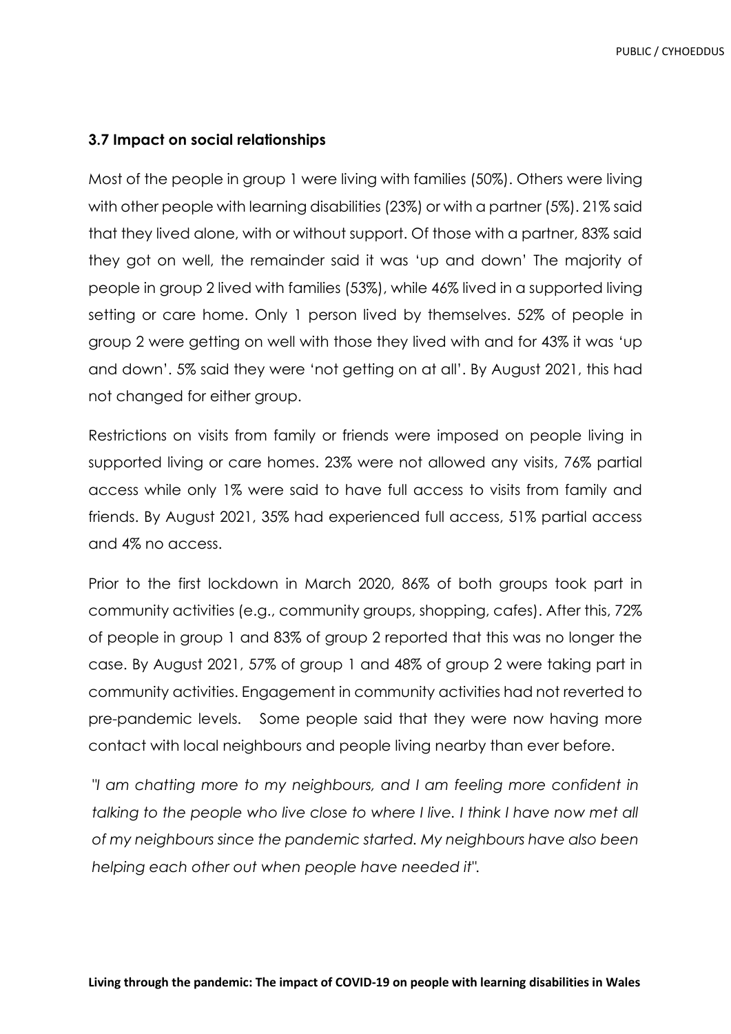### 3.7 Impact on social relationships

Most of the people in group 1 were living with families (50%). Others were living with other people with learning disabilities (23%) or with a partner (5%). 21% said that they lived alone, with or without support. Of those with a partner, 83% said they got on well, the remainder said it was 'up and down' The majority of people in group 2 lived with families (53%), while 46% lived in a supported living setting or care home. Only 1 person lived by themselves. 52% of people in group 2 were getting on well with those they lived with and for 43% it was 'up and down'. 5% said they were 'not getting on at all'. By August 2021, this had not changed for either group.

Restrictions on visits from family or friends were imposed on people living in supported living or care homes. 23% were not allowed any visits, 76% partial access while only 1% were said to have full access to visits from family and friends. By August 2021, 35% had experienced full access, 51% partial access and 4% no access.

Prior to the first lockdown in March 2020, 86% of both groups took part in community activities (e.g., community groups, shopping, cafes). After this, 72% of people in group 1 and 83% of group 2 reported that this was no longer the case. By August 2021, 57% of group 1 and 48% of group 2 were taking part in community activities. Engagement in community activities had not reverted to pre-pandemic levels. Some people said that they were now having more contact with local neighbours and people living nearby than ever before.

*"I am chatting more to my neighbours, and I am feeling more confident in talking to the people who live close to where I live. I think I have now met all of my neighbours since the pandemic started. My neighbours have also been helping each other out when people have needed it".*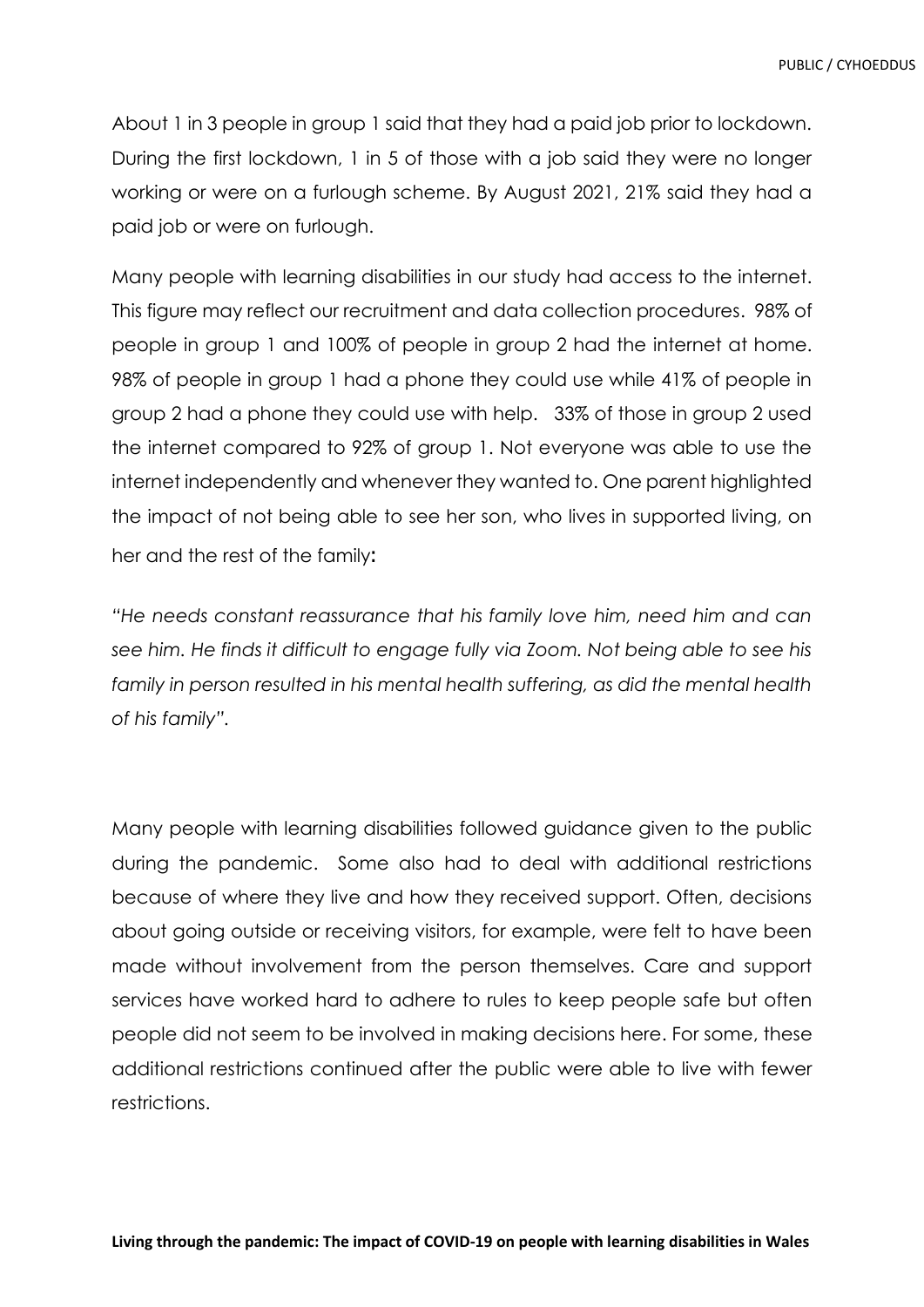About 1 in 3 people in group 1 said that they had a paid job prior to lockdown. During the first lockdown, 1 in 5 of those with a job said they were no longer working or were on a furlough scheme. By August 2021, 21% said they had a paid job or were on furlough.

Many people with learning disabilities in our study had access to the internet. This figure may reflect our recruitment and data collection procedures. 98% of people in group 1 and 100% of people in group 2 had the internet at home. 98% of people in group 1 had a phone they could use while 41% of people in group 2 had a phone they could use with help. 33% of those in group 2 used the internet compared to 92% of group 1. Not everyone was able to use the internet independently and whenever they wanted to. One parent highlighted the impact of not being able to see her son, who lives in supported living, on her and the rest of the family**:**

*"He needs constant reassurance that his family love him, need him and can see him. He finds it difficult to engage fully via Zoom. Not being able to see his family in person resulted in his mental health suffering, as did the mental health of his family".*

Many people with learning disabilities followed guidance given to the public during the pandemic. Some also had to deal with additional restrictions because of where they live and how they received support. Often, decisions about going outside or receiving visitors, for example, were felt to have been made without involvement from the person themselves. Care and support services have worked hard to adhere to rules to keep people safe but often people did not seem to be involved in making decisions here. For some, these additional restrictions continued after the public were able to live with fewer restrictions.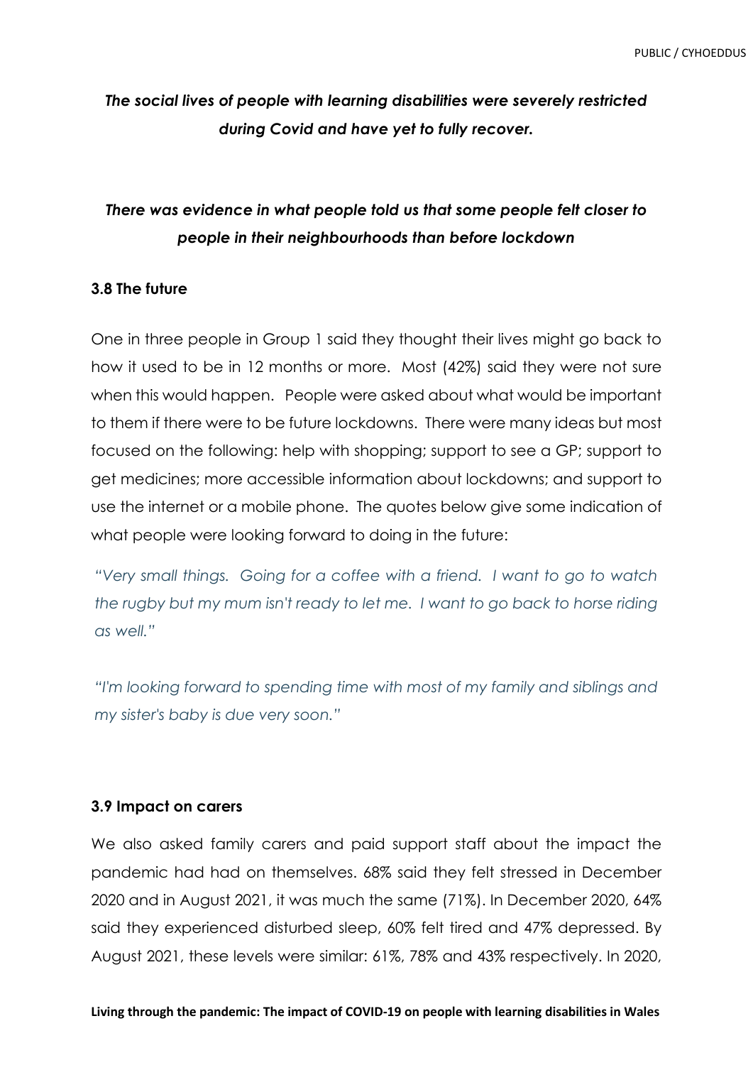***The social lives of people with learning disabilities were severely restricted during Covid and have yet to fully recover.***

***There was evidence in what people told us that some people felt closer to people in their neighbourhoods than before lockdown***

### 3.8 The future

One in three people in Group 1 said they thought their lives might go back to how it used to be in 12 months or more. Most (42%) said they were not sure when this would happen. People were asked about what would be important to them if there were to be future lockdowns. There were many ideas but most focused on the following: help with shopping; support to see a GP; support to get medicines; more accessible information about lockdowns; and support to use the internet or a mobile phone. The quotes below give some indication of what people were looking forward to doing in the future:

*"Very small things. Going for a coffee with a friend. I want to go to watch the rugby but my mum isn't ready to let me. I want to go back to horse riding as well."*

*"I'm looking forward to spending time with most of my family and siblings and my sister's baby is due very soon."*

### 3.9 Impact on carers

We also asked family carers and paid support staff about the impact the pandemic had had on themselves. 68% said they felt stressed in December 2020 and in August 2021, it was much the same (71%). In December 2020, 64% said they experienced disturbed sleep, 60% felt tired and 47% depressed. By August 2021, these levels were similar: 61%, 78% and 43% respectively. In 2020,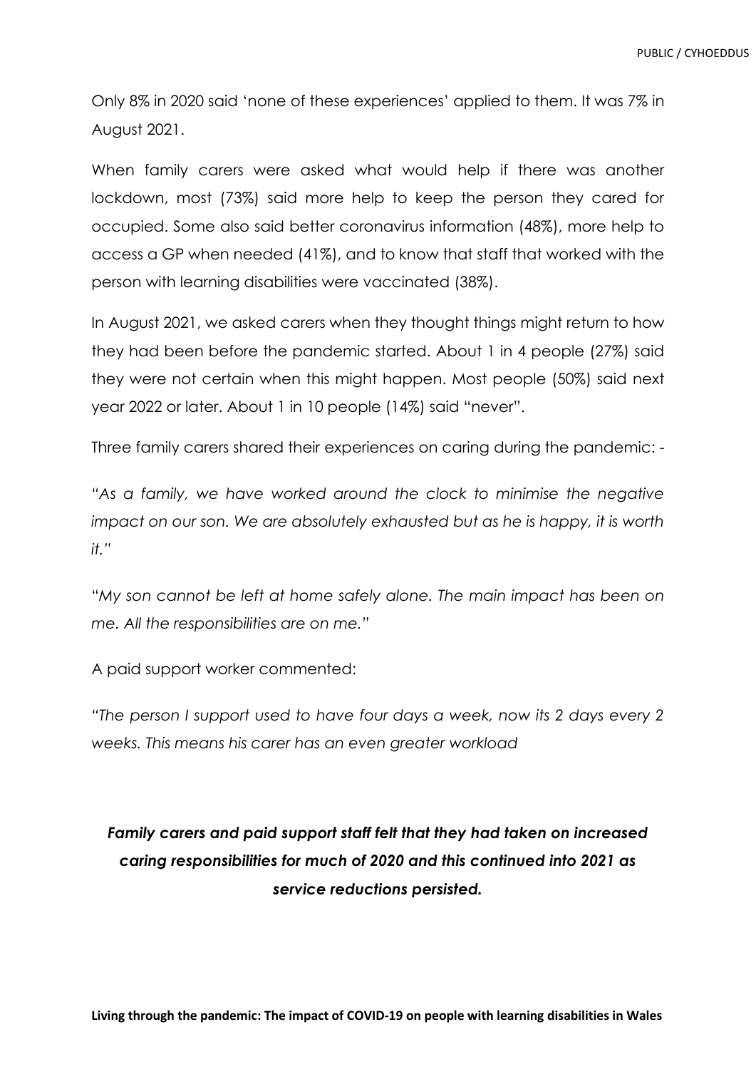Only 8% in 2020 said 'none of these experiences' applied to them. It was 7% in August 2021.

When family carers were asked what would help if there was another lockdown, most (73%) said more help to keep the person they cared for occupied. Some also said better coronavirus information (48%), more help to access a GP when needed (41%), and to know that staff that worked with the person with learning disabilities were vaccinated (38%).

In August 2021, we asked carers when they thought things might return to how they had been before the pandemic started. About 1 in 4 people (27%) said they were not certain when this might happen. Most people (50%) said next year 2022 or later. About 1 in 10 people (14%) said "never".

Three family carers shared their experiences on caring during the pandemic: -

*"As a family, we have worked around the clock to minimise the negative impact on our son. We are absolutely exhausted but as he is happy, it is worth it."*

*"My son cannot be left at home safely alone. The main impact has been on me. All the responsibilities are on me."*

A paid support worker commented:

*"The person I support used to have four days a week, now its 2 days every 2 weeks. This means his carer has an even greater workload*

***Family carers and paid support staff felt that they had taken on increased caring responsibilities for much of 2020 and this continued into 2021 as service reductions persisted.***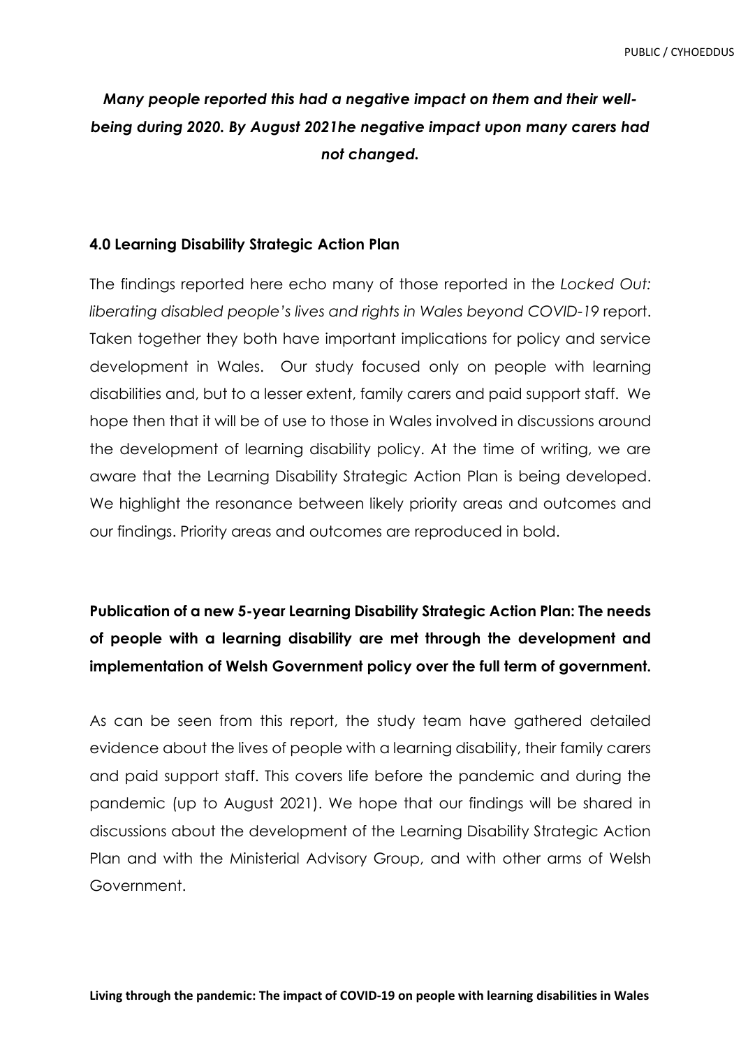***Many people reported this had a negative impact on them and their well-being during 2020. By August 2021he negative impact upon many carers had not changed.***

## 4.0 Learning Disability Strategic Action Plan

The findings reported here echo many of those reported in the *Locked Out: liberating disabled people's lives and rights in Wales beyond COVID-19* report. Taken together they both have important implications for policy and service development in Wales. Our study focused only on people with learning disabilities and, but to a lesser extent, family carers and paid support staff. We hope then that it will be of use to those in Wales involved in discussions around the development of learning disability policy. At the time of writing, we are aware that the Learning Disability Strategic Action Plan is being developed. We highlight the resonance between likely priority areas and outcomes and our findings. Priority areas and outcomes are reproduced in bold.

**Publication of a new 5-year Learning Disability Strategic Action Plan: The needs of people with a learning disability are met through the development and implementation of Welsh Government policy over the full term of government.**

As can be seen from this report, the study team have gathered detailed evidence about the lives of people with a learning disability, their family carers and paid support staff. This covers life before the pandemic and during the pandemic (up to August 2021). We hope that our findings will be shared in discussions about the development of the Learning Disability Strategic Action Plan and with the Ministerial Advisory Group, and with other arms of Welsh Government.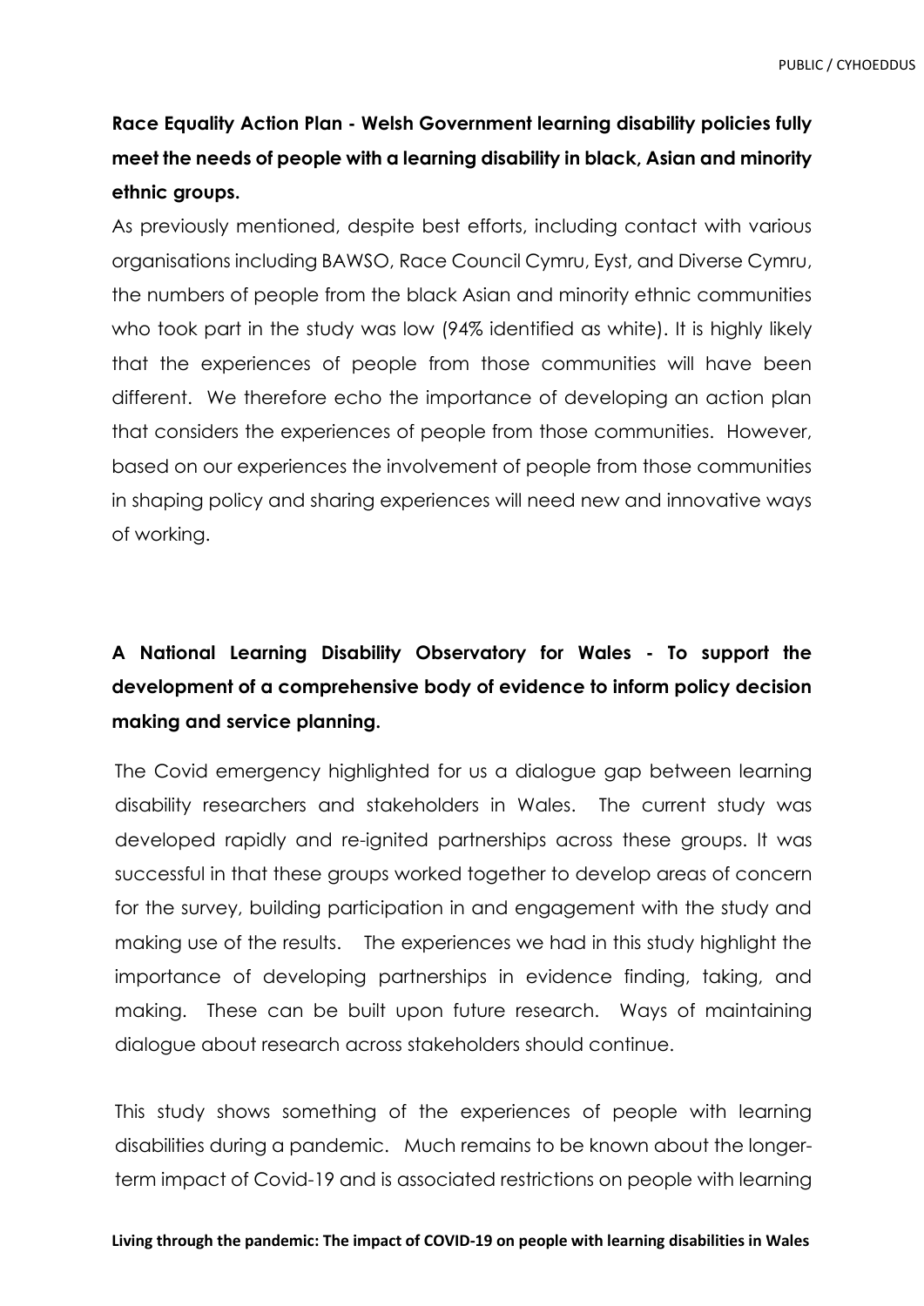**Race Equality Action Plan - Welsh Government learning disability policies fully meet the needs of people with a learning disability in black, Asian and minority ethnic groups.**

As previously mentioned, despite best efforts, including contact with various organisations including BAWSO, Race Council Cymru, Eyst, and Diverse Cymru, the numbers of people from the black Asian and minority ethnic communities who took part in the study was low (94% identified as white). It is highly likely that the experiences of people from those communities will have been different. We therefore echo the importance of developing an action plan that considers the experiences of people from those communities. However, based on our experiences the involvement of people from those communities in shaping policy and sharing experiences will need new and innovative ways of working.

**A National Learning Disability Observatory for Wales - To support the development of a comprehensive body of evidence to inform policy decision making and service planning.**

The Covid emergency highlighted for us a dialogue gap between learning disability researchers and stakeholders in Wales. The current study was developed rapidly and re-ignited partnerships across these groups. It was successful in that these groups worked together to develop areas of concern for the survey, building participation in and engagement with the study and making use of the results. The experiences we had in this study highlight the importance of developing partnerships in evidence finding, taking, and making. These can be built upon future research. Ways of maintaining dialogue about research across stakeholders should continue.

This study shows something of the experiences of people with learning disabilities during a pandemic. Much remains to be known about the longer-term impact of Covid-19 and is associated restrictions on people with learning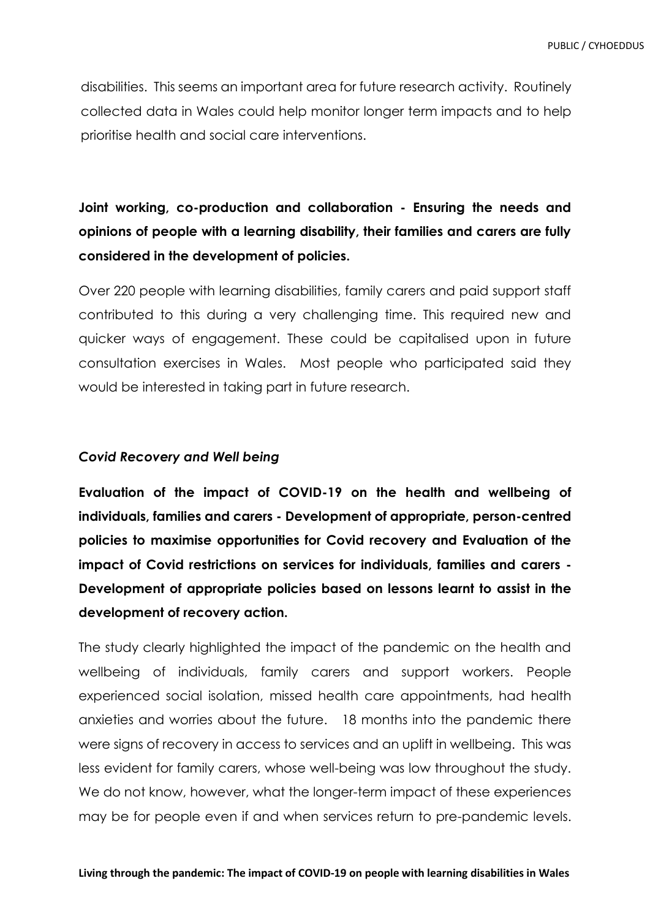disabilities. This seems an important area for future research activity. Routinely collected data in Wales could help monitor longer term impacts and to help prioritise health and social care interventions.

**Joint working, co-production and collaboration - Ensuring the needs and opinions of people with a learning disability, their families and carers are fully considered in the development of policies.**

Over 220 people with learning disabilities, family carers and paid support staff contributed to this during a very challenging time. This required new and quicker ways of engagement. These could be capitalised upon in future consultation exercises in Wales. Most people who participated said they would be interested in taking part in future research.

***Covid Recovery and Well being***

**Evaluation of the impact of COVID-19 on the health and wellbeing of individuals, families and carers - Development of appropriate, person-centred policies to maximise opportunities for Covid recovery and Evaluation of the impact of Covid restrictions on services for individuals, families and carers - Development of appropriate policies based on lessons learnt to assist in the development of recovery action.**

The study clearly highlighted the impact of the pandemic on the health and wellbeing of individuals, family carers and support workers. People experienced social isolation, missed health care appointments, had health anxieties and worries about the future. 18 months into the pandemic there were signs of recovery in access to services and an uplift in wellbeing. This was less evident for family carers, whose well-being was low throughout the study. We do not know, however, what the longer-term impact of these experiences may be for people even if and when services return to pre-pandemic levels.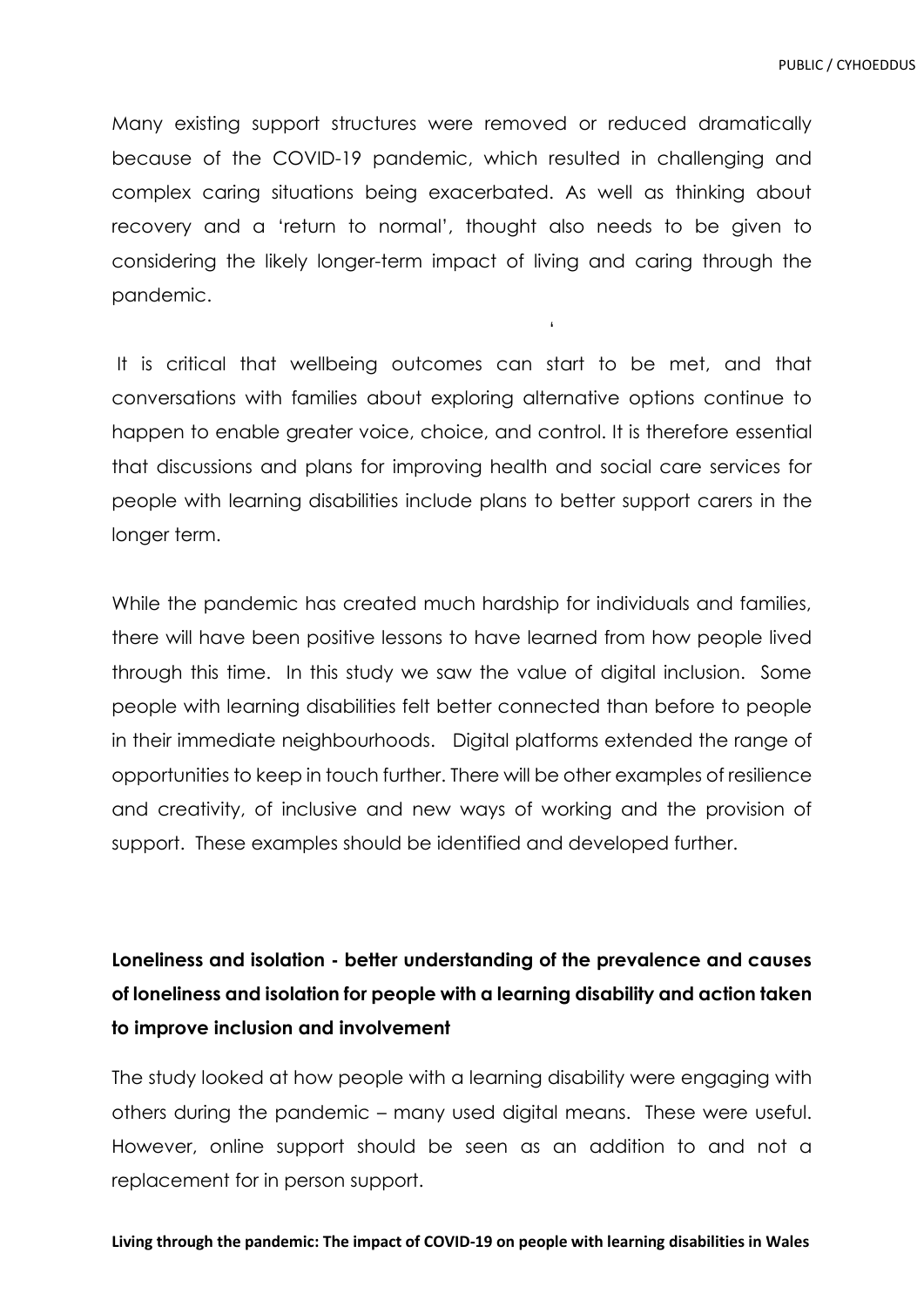Many existing support structures were removed or reduced dramatically because of the COVID-19 pandemic, which resulted in challenging and complex caring situations being exacerbated. As well as thinking about recovery and a 'return to normal', thought also needs to be given to considering the likely longer-term impact of living and caring through the pandemic.

It is critical that wellbeing outcomes can start to be met, and that conversations with families about exploring alternative options continue to happen to enable greater voice, choice, and control. It is therefore essential that discussions and plans for improving health and social care services for people with learning disabilities include plans to better support carers in the longer term.

While the pandemic has created much hardship for individuals and families, there will have been positive lessons to have learned from how people lived through this time. In this study we saw the value of digital inclusion. Some people with learning disabilities felt better connected than before to people in their immediate neighbourhoods. Digital platforms extended the range of opportunities to keep in touch further. There will be other examples of resilience and creativity, of inclusive and new ways of working and the provision of support. These examples should be identified and developed further.

**Loneliness and isolation - better understanding of the prevalence and causes of loneliness and isolation for people with a learning disability and action taken to improve inclusion and involvement**

The study looked at how people with a learning disability were engaging with others during the pandemic – many used digital means. These were useful. However, online support should be seen as an addition to and not a replacement for in person support.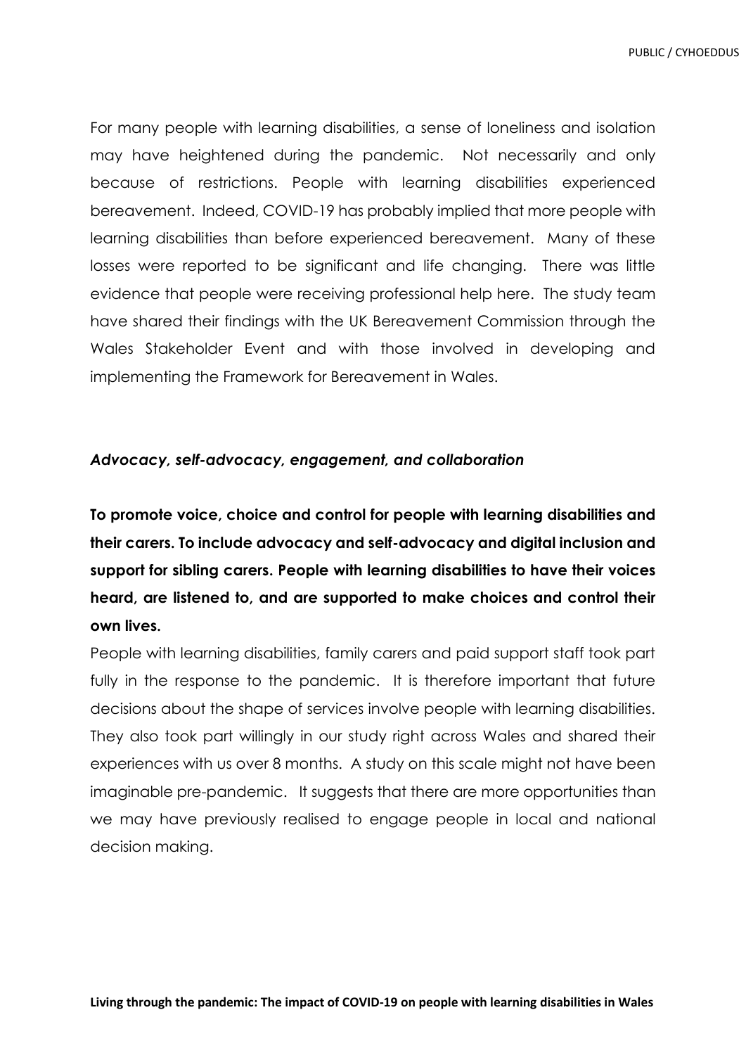For many people with learning disabilities, a sense of loneliness and isolation may have heightened during the pandemic. Not necessarily and only because of restrictions. People with learning disabilities experienced bereavement. Indeed, COVID-19 has probably implied that more people with learning disabilities than before experienced bereavement. Many of these losses were reported to be significant and life changing. There was little evidence that people were receiving professional help here. The study team have shared their findings with the UK Bereavement Commission through the Wales Stakeholder Event and with those involved in developing and implementing the Framework for Bereavement in Wales.

### *Advocacy, self-advocacy, engagement, and collaboration*

**To promote voice, choice and control for people with learning disabilities and their carers. To include advocacy and self-advocacy and digital inclusion and support for sibling carers. People with learning disabilities to have their voices heard, are listened to, and are supported to make choices and control their own lives.**

People with learning disabilities, family carers and paid support staff took part fully in the response to the pandemic. It is therefore important that future decisions about the shape of services involve people with learning disabilities. They also took part willingly in our study right across Wales and shared their experiences with us over 8 months. A study on this scale might not have been imaginable pre-pandemic. It suggests that there are more opportunities than we may have previously realised to engage people in local and national decision making.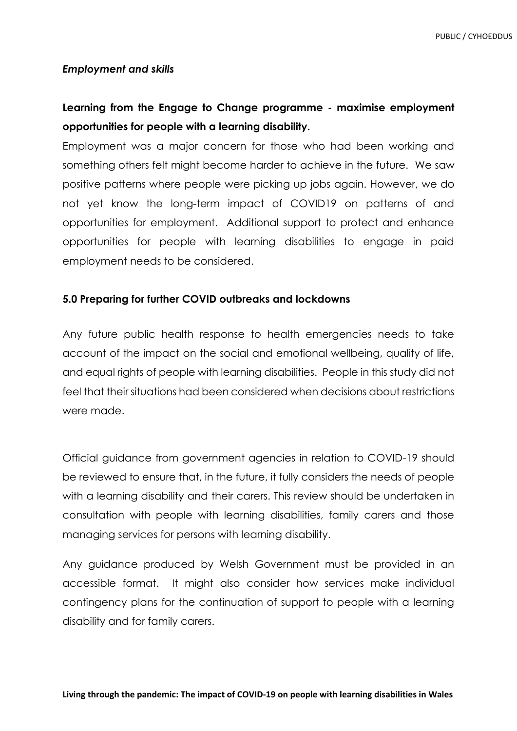*Employment and skills*

**Learning from the Engage to Change programme - maximise employment opportunities for people with a learning disability.**

Employment was a major concern for those who had been working and something others felt might become harder to achieve in the future. We saw positive patterns where people were picking up jobs again. However, we do not yet know the long-term impact of COVID19 on patterns of and opportunities for employment. Additional support to protect and enhance opportunities for people with learning disabilities to engage in paid employment needs to be considered.

### 5.0 Preparing for further COVID outbreaks and lockdowns

Any future public health response to health emergencies needs to take account of the impact on the social and emotional wellbeing, quality of life, and equal rights of people with learning disabilities. People in this study did not feel that their situations had been considered when decisions about restrictions were made.

Official guidance from government agencies in relation to COVID-19 should be reviewed to ensure that, in the future, it fully considers the needs of people with a learning disability and their carers. This review should be undertaken in consultation with people with learning disabilities, family carers and those managing services for persons with learning disability.

Any guidance produced by Welsh Government must be provided in an accessible format. It might also consider how services make individual contingency plans for the continuation of support to people with a learning disability and for family carers.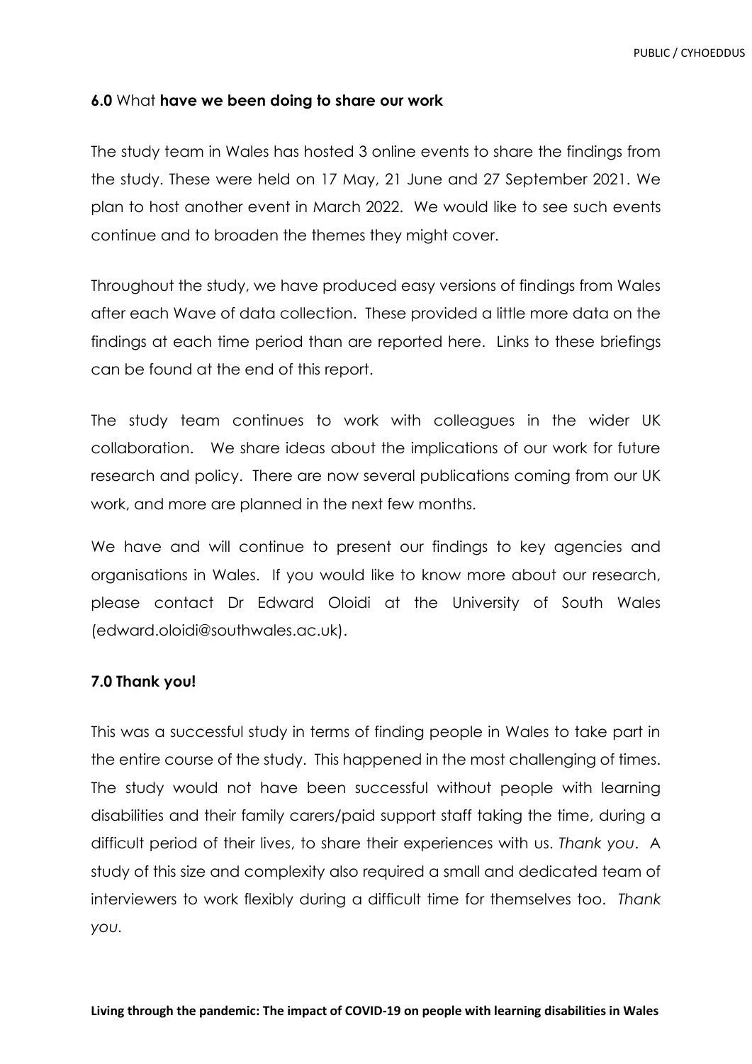## **6.0** What **have we been doing to share our work**

The study team in Wales has hosted 3 online events to share the findings from the study. These were held on 17 May, 21 June and 27 September 2021. We plan to host another event in March 2022. We would like to see such events continue and to broaden the themes they might cover.

Throughout the study, we have produced easy versions of findings from Wales after each Wave of data collection. These provided a little more data on the findings at each time period than are reported here. Links to these briefings can be found at the end of this report.

The study team continues to work with colleagues in the wider UK collaboration. We share ideas about the implications of our work for future research and policy. There are now several publications coming from our UK work, and more are planned in the next few months.

We have and will continue to present our findings to key agencies and organisations in Wales. If you would like to know more about our research, please contact Dr Edward Oloidi at the University of South Wales (edward.oloidi@southwales.ac.uk).

## **7.0 Thank you!**

This was a successful study in terms of finding people in Wales to take part in the entire course of the study. This happened in the most challenging of times. The study would not have been successful without people with learning disabilities and their family carers/paid support staff taking the time, during a difficult period of their lives, to share their experiences with us. *Thank you*. A study of this size and complexity also required a small and dedicated team of interviewers to work flexibly during a difficult time for themselves too. *Thank you.*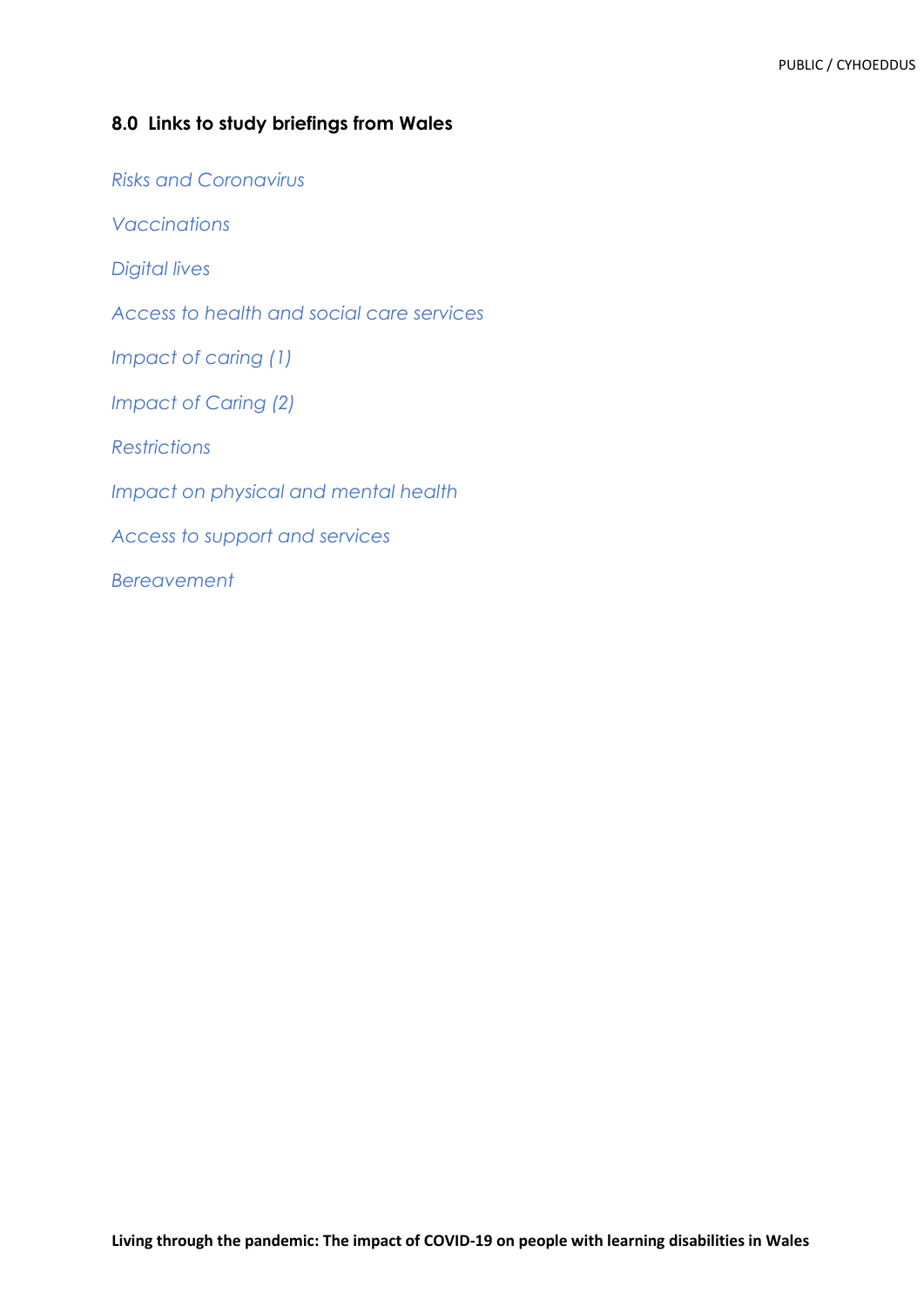## 8.0 Links to study briefings from Wales

*Risks and Coronavirus*

*Vaccinations*

*Digital lives*

*Access to health and social care services*

*Impact of caring (1)*

*Impact of Caring (2)*

*Restrictions*

*Impact on physical and mental health*

*Access to support and services*

*Bereavement*